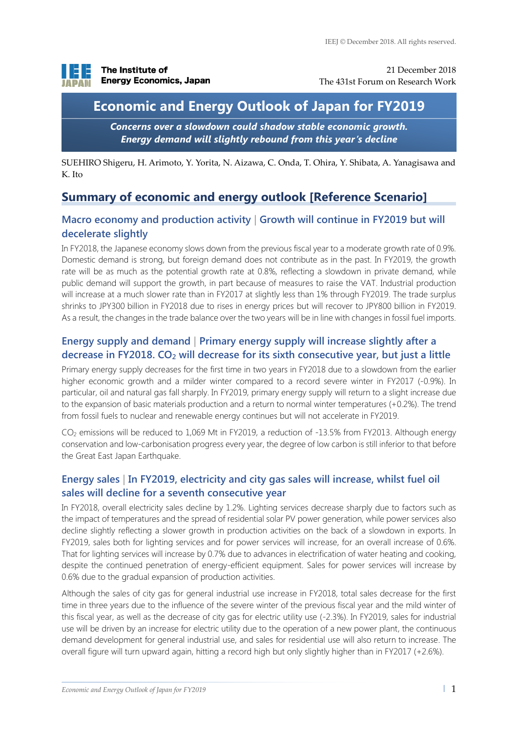IEEJ © December 2018. All rights reserved.

The Institute of Energy Economics, Japan

21 December 2018
The 431st Forum on Research Work

# Economic and Energy Outlook of Japan for FY2019

***Concerns over a slowdown could shadow stable economic growth.***
***Energy demand will slightly rebound from this year's decline***

SUEHIRO Shigeru, H. Arimoto, Y. Yorita, N. Aizawa, C. Onda, T. Ohira, Y. Shibata, A. Yanagisawa and K. Ito

## Summary of economic and energy outlook [Reference Scenario]

### Macro economy and production activity | Growth will continue in FY2019 but will decelerate slightly

In FY2018, the Japanese economy slows down from the previous fiscal year to a moderate growth rate of 0.9%. Domestic demand is strong, but foreign demand does not contribute as in the past. In FY2019, the growth rate will be as much as the potential growth rate at 0.8%, reflecting a slowdown in private demand, while public demand will support the growth, in part because of measures to raise the VAT. Industrial production will increase at a much slower rate than in FY2017 at slightly less than 1% through FY2019. The trade surplus shrinks to JPY300 billion in FY2018 due to rises in energy prices but will recover to JPY800 billion in FY2019. As a result, the changes in the trade balance over the two years will be in line with changes in fossil fuel imports.

### Energy supply and demand | Primary energy supply will increase slightly after a decrease in FY2018. $CO_2$ will decrease for its sixth consecutive year, but just a little

Primary energy supply decreases for the first time in two years in FY2018 due to a slowdown from the earlier higher economic growth and a milder winter compared to a record severe winter in FY2017 (-0.9%). In particular, oil and natural gas fall sharply. In FY2019, primary energy supply will return to a slight increase due to the expansion of basic materials production and a return to normal winter temperatures (+0.2%). The trend from fossil fuels to nuclear and renewable energy continues but will not accelerate in FY2019.

$CO_2$ emissions will be reduced to 1,069 Mt in FY2019, a reduction of -13.5% from FY2013. Although energy conservation and low-carbonisation progress every year, the degree of low carbon is still inferior to that before the Great East Japan Earthquake.

### Energy sales | In FY2019, electricity and city gas sales will increase, whilst fuel oil sales will decline for a seventh consecutive year

In FY2018, overall electricity sales decline by 1.2%. Lighting services decrease sharply due to factors such as the impact of temperatures and the spread of residential solar PV power generation, while power services also decline slightly reflecting a slower growth in production activities on the back of a slowdown in exports. In FY2019, sales both for lighting services and for power services will increase, for an overall increase of 0.6%. That for lighting services will increase by 0.7% due to advances in electrification of water heating and cooking, despite the continued penetration of energy-efficient equipment. Sales for power services will increase by 0.6% due to the gradual expansion of production activities.

Although the sales of city gas for general industrial use increase in FY2018, total sales decrease for the first time in three years due to the influence of the severe winter of the previous fiscal year and the mild winter of this fiscal year, as well as the decrease of city gas for electric utility use (-2.3%). In FY2019, sales for industrial use will be driven by an increase for electric utility due to the operation of a new power plant, the continuous demand development for general industrial use, and sales for residential use will also return to increase. The overall figure will turn upward again, hitting a record high but only slightly higher than in FY2017 (+2.6%).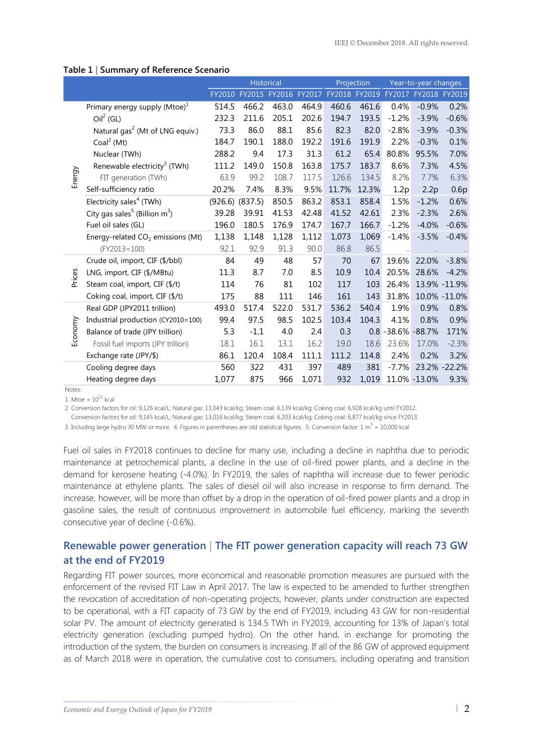**Table 1 | Summary of Reference Scenario**

| | | Historical | | | | Projection | | Year-to-year changes | | |
|---|---|---|---|---|---|---|---|---|---|---|
| | | FY2010 | FY2015 | FY2016 | FY2017 | FY2018 | FY2019 | FY2017 | FY2018 | FY2019 |
| Energy | Primary energy supply (Mtoe)[1] | 514.5 | 466.2 | 463.0 | 464.9 | 460.6 | 461.6 | 0.4% | -0.9% | 0.2% |
| | Oil[2] (GL) | 232.3 | 211.6 | 205.1 | 202.6 | 194.7 | 193.5 | -1.2% | -3.9% | -0.6% |
| | Natural gas[2] (Mt of LNG equiv.) | 73.3 | 86.0 | 88.1 | 85.6 | 82.3 | 82.0 | -2.8% | -3.9% | -0.3% |
| | Coal[2] (Mt) | 184.7 | 190.1 | 188.0 | 192.2 | 191.6 | 191.9 | 2.2% | -0.3% | 0.1% |
| | Nuclear (TWh) | 288.2 | 9.4 | 17.3 | 31.3 | 61.2 | 65.4 | 80.8% | 95.5% | 7.0% |
| | Renewable electricity[3] (TWh) | 111.2 | 149.0 | 150.8 | 163.8 | 175.7 | 183.7 | 8.6% | 7.3% | 4.5% |
| | FIT generation (TWh) | 63.9 | 99.2 | 108.7 | 117.5 | 126.6 | 134.5 | 8.2% | 7.7% | 6.3% |
| | Self-sufficiency ratio | 20.2% | 7.4% | 8.3% | 9.5% | 11.7% | 12.3% | 1.2p | 2.2p | 0.6p |
| | Electricity sales[4] (TWh) | (926.6) | (837.5) | 850.5 | 863.2 | 853.1 | 858.4 | 1.5% | -1.2% | 0.6% |
| | City gas sales[5] (Billion $m^3$) | 39.28 | 39.91 | 41.53 | 42.48 | 41.52 | 42.61 | 2.3% | -2.3% | 2.6% |
| | Fuel oil sales (GL) | 196.0 | 180.5 | 176.9 | 174.7 | 167.7 | 166.7 | -1.2% | -4.0% | -0.6% |
| | Energy-related $CO_2$ emissions (Mt) | 1,138 | 1,148 | 1,128 | 1,112 | 1,073 | 1,069 | -1.4% | -3.5% | -0.4% |
| | (FY2013=100) | 92.1 | 92.9 | 91.3 | 90.0 | 86.8 | 86.5 | .. | .. | .. |
| Prices | Crude oil, import, CIF ($/bbl) | 84 | 49 | 48 | 57 | 70 | 67 | 19.6% | 22.0% | -3.8% |
| | LNG, import, CIF ($/MBtu) | 11.3 | 8.7 | 7.0 | 8.5 | 10.9 | 10.4 | 20.5% | 28.6% | -4.2% |
| | Steam coal, import, CIF ($/t) | 114 | 76 | 81 | 102 | 117 | 103 | 26.4% | 13.9% | -11.9% |
| | Coking coal, import, CIF ($/t) | 175 | 88 | 111 | 146 | 161 | 143 | 31.8% | 10.0% | -11.0% |
| Economy | Real GDP (JPY2011 trillion) | 493.0 | 517.4 | 522.0 | 531.7 | 536.2 | 540.4 | 1.9% | 0.9% | 0.8% |
| | Industrial production (CY2010=100) | 99.4 | 97.5 | 98.5 | 102.5 | 103.4 | 104.3 | 4.1% | 0.8% | 0.9% |
| | Balance of trade (JPY trillion) | 5.3 | -1.1 | 4.0 | 2.4 | 0.3 | 0.8 | -38.6% | -88.7% | 171% |
| | Fossil fuel imports (JPY trillion) | 18.1 | 16.1 | 13.1 | 16.2 | 19.0 | 18.6 | 23.6% | 17.0% | -2.3% |
| | Exchange rate (JPY/$) | 86.1 | 120.4 | 108.4 | 111.1 | 111.2 | 114.8 | 2.4% | 0.2% | 3.2% |
| | Cooling degree days | 560 | 322 | 431 | 397 | 489 | 381 | -7.7% | 23.2% | -22.2% |
| | Heating degree days | 1,077 | 875 | 966 | 1,071 | 932 | 1,019 | 11.0% | -13.0% | 9.3% |

Notes:

1. Mtoe = $10^{13}$ kcal
2. Conversion factors for oil: 9,126 kcal/L; Natural gas: 13,043 kcal/kg; Steam coal: 6,139 kcal/kg; Coking coal: 6,928 kcal/kg until FY2012. Conversion factors for oil: 9,145 kcal/L; Natural gas: 13,016 kcal/kg; Steam coal: 6,203 kcal/kg; Coking coal: 6,877 kcal/kg since FY2013.
3. Including large hydro 30 MW or more. 4. Figures in parentheses are old statistical figures. 5. Conversion factor: 1 $m^3$ = 10,000 kcal

Fuel oil sales in FY2018 continues to decline for many use, including a decline in naphtha due to periodic maintenance at petrochemical plants, a decline in the use of oil-fired power plants, and a decline in the demand for kerosene heating (-4.0%). In FY2019, the sales of naphtha will increase due to fewer periodic maintenance at ethylene plants. The sales of diesel oil will also increase in response to firm demand. The increase, however, will be more than offset by a drop in the operation of oil-fired power plants and a drop in gasoline sales, the result of continuous improvement in automobile fuel efficiency, marking the seventh consecutive year of decline (-0.6%).

## Renewable power generation | The FIT power generation capacity will reach 73 GW at the end of FY2019

Regarding FIT power sources, more economical and reasonable promotion measures are pursued with the enforcement of the revised FIT Law in April 2017. The law is expected to be amended to further strengthen the revocation of accreditation of non-operating projects, however, plants under construction are expected to be operational, with a FIT capacity of 73 GW by the end of FY2019, including 43 GW for non-residential solar PV. The amount of electricity generated is 134.5 TWh in FY2019, accounting for 13% of Japan's total electricity generation (excluding pumped hydro). On the other hand, in exchange for promoting the introduction of the system, the burden on consumers is increasing. If all of the 86 GW of approved equipment as of March 2018 were in operation, the cumulative cost to consumers, including operating and transition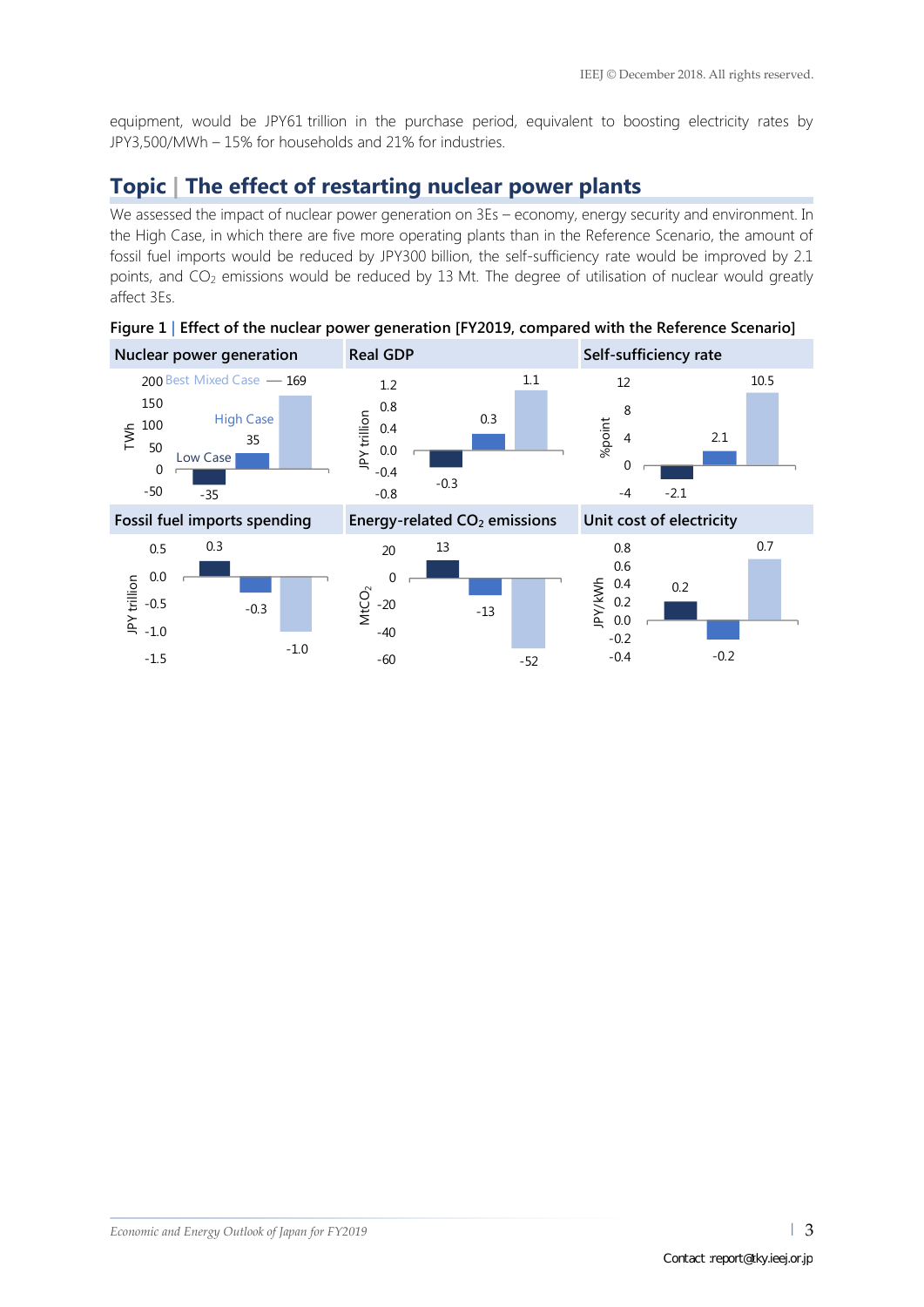equipment, would be JPY61 trillion in the purchase period, equivalent to boosting electricity rates by JPY3,500/MWh – 15% for households and 21% for industries.

## Topic | The effect of restarting nuclear power plants

We assessed the impact of nuclear power generation on 3Es – economy, energy security and environment. In the High Case, in which there are five more operating plants than in the Reference Scenario, the amount of fossil fuel imports would be reduced by JPY300 billion, the self-sufficiency rate would be improved by 2.1 points, and $CO_2$ emissions would be reduced by 13 Mt. The degree of utilisation of nuclear would greatly affect 3Es.

**Figure 1 | Effect of the nuclear power generation [FY2019, compared with the Reference Scenario]**

Nuclear power generation
TWh
200, 150, 100, 50, 0, -50
Best Mixed Case — 169
High Case 35
Low Case -35

Real GDP
JPY trillion
1.2, 0.8, 0.4, 0.0, -0.4, -0.8
-0.3
0.3
1.1

Self-sufficiency rate
%point
12, 8, 4, 0, -4
-2.1
2.1
10.5

Fossil fuel imports spending
JPY trillion
0.5, 0.0, -0.5, -1.0, -1.5
0.3
-0.3
-1.0

Energy-related $CO_2$ emissions
$MtCO_2$
20, 0, -20, -40, -60
13
-13
-52

Unit cost of electricity
JPY/kWh
0.8, 0.6, 0.4, 0.2, 0.0, -0.2, -0.4
0.2
-0.2
0.7

Contact :report@tky.ieej.or.jp